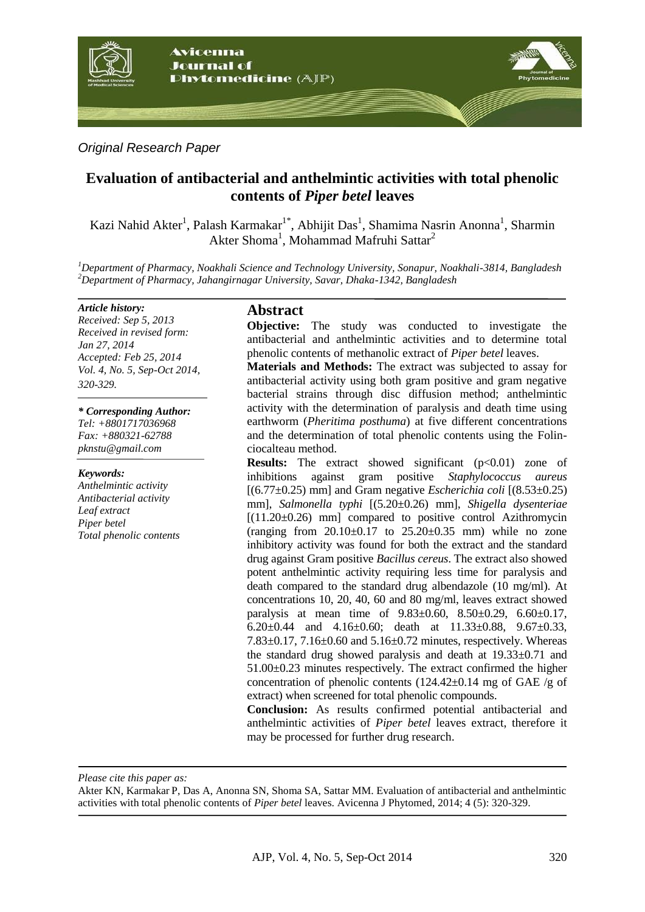*Original Research Paper*

# Evaluation of antibacterial and anthelmintic activities with total phenolic contents of *Piper betel* leaves

Kazi Nahid Akter[1], Palash Karmakar[1*], Abhijit Das[1], Shamima Nasrin Anonna[1], Sharmin Akter Shoma[1], Mohammad Mafruhi Sattar[2]

[1]*Department of Pharmacy, Noakhali Science and Technology University, Sonapur, Noakhali-3814, Bangladesh*
[2]*Department of Pharmacy, Jahangirnagar University, Savar, Dhaka-1342, Bangladesh*

***Article history:***
*Received: Sep 5, 2013*
*Received in revised form: Jan 27, 2014*
*Accepted: Feb 25, 2014*
*Vol. 4, No. 5, Sep-Oct 2014, 320-329.*

***\* Corresponding Author:***
*Tel: +8801717036968*
*Fax: +880321-62788*
*pknstu@gmail.com*

***Keywords:***
*Anthelmintic activity*
*Antibacterial activity*
*Leaf extract*
*Piper betel*
*Total phenolic contents*

## Abstract

**Objective:** The study was conducted to investigate the antibacterial and anthelmintic activities and to determine total phenolic contents of methanolic extract of *Piper betel* leaves.

**Materials and Methods:** The extract was subjected to assay for antibacterial activity using both gram positive and gram negative bacterial strains through disc diffusion method; anthelmintic activity with the determination of paralysis and death time using earthworm (*Pheritima posthuma*) at five different concentrations and the determination of total phenolic contents using the Folin-ciocalteau method.

**Results:** The extract showed significant ($p<0.01$) zone of inhibitions against gram positive *Staphylococcus aureus* [(6.77±0.25) mm] and Gram negative *Escherichia coli* [(8.53±0.25) mm], *Salmonella typhi* [(5.20±0.26) mm], *Shigella dysenteriae* [(11.20±0.26) mm] compared to positive control Azithromycin (ranging from 20.10±0.17 to 25.20±0.35 mm) while no zone inhibitory activity was found for both the extract and the standard drug against Gram positive *Bacillus cereus*. The extract also showed potent anthelmintic activity requiring less time for paralysis and death compared to the standard drug albendazole (10 mg/ml). At concentrations 10, 20, 40, 60 and 80 mg/ml, leaves extract showed paralysis at mean time of 9.83±0.60, 8.50±0.29, 6.60±0.17, 6.20±0.44 and 4.16±0.60; death at 11.33±0.88, 9.67±0.33, 7.83±0.17, 7.16±0.60 and 5.16±0.72 minutes, respectively. Whereas the standard drug showed paralysis and death at 19.33±0.71 and 51.00±0.23 minutes respectively. The extract confirmed the higher concentration of phenolic contents (124.42±0.14 mg of GAE /g of extract) when screened for total phenolic compounds.

**Conclusion:** As results confirmed potential antibacterial and anthelmintic activities of *Piper betel* leaves extract, therefore it may be processed for further drug research.

*Please cite this paper as:*
Akter KN, Karmakar P, Das A, Anonna SN, Shoma SA, Sattar MM. Evaluation of antibacterial and anthelmintic activities with total phenolic contents of *Piper betel* leaves. Avicenna J Phytomed, 2014; 4 (5): 320-329.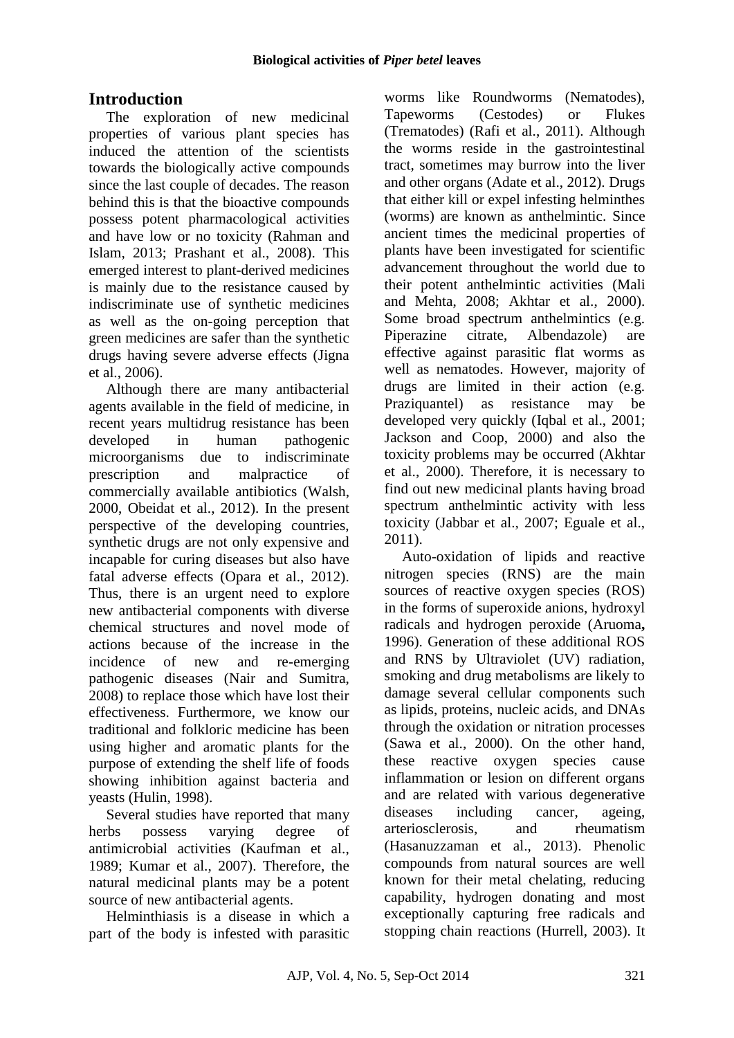## Introduction

The exploration of new medicinal properties of various plant species has induced the attention of the scientists towards the biologically active compounds since the last couple of decades. The reason behind this is that the bioactive compounds possess potent pharmacological activities and have low or no toxicity (Rahman and Islam, 2013; Prashant et al., 2008). This emerged interest to plant-derived medicines is mainly due to the resistance caused by indiscriminate use of synthetic medicines as well as the on-going perception that green medicines are safer than the synthetic drugs having severe adverse effects (Jigna et al., 2006).

Although there are many antibacterial agents available in the field of medicine, in recent years multidrug resistance has been developed in human pathogenic microorganisms due to indiscriminate prescription and malpractice of commercially available antibiotics (Walsh, 2000, Obeidat et al., 2012). In the present perspective of the developing countries, synthetic drugs are not only expensive and incapable for curing diseases but also have fatal adverse effects (Opara et al., 2012). Thus, there is an urgent need to explore new antibacterial components with diverse chemical structures and novel mode of actions because of the increase in the incidence of new and re-emerging pathogenic diseases (Nair and Sumitra, 2008) to replace those which have lost their effectiveness. Furthermore, we know our traditional and folkloric medicine has been using higher and aromatic plants for the purpose of extending the shelf life of foods showing inhibition against bacteria and yeasts (Hulin, 1998).

Several studies have reported that many herbs possess varying degree of antimicrobial activities (Kaufman et al., 1989; Kumar et al., 2007). Therefore, the natural medicinal plants may be a potent source of new antibacterial agents.

Helminthiasis is a disease in which a part of the body is infested with parasitic worms like Roundworms (Nematodes), Tapeworms (Cestodes) or Flukes (Trematodes) (Rafi et al., 2011). Although the worms reside in the gastrointestinal tract, sometimes may burrow into the liver and other organs (Adate et al., 2012). Drugs that either kill or expel infesting helminthes (worms) are known as anthelmintic. Since ancient times the medicinal properties of plants have been investigated for scientific advancement throughout the world due to their potent anthelmintic activities (Mali and Mehta, 2008; Akhtar et al., 2000). Some broad spectrum anthelmintics (e.g. Piperazine citrate, Albendazole) are effective against parasitic flat worms as well as nematodes. However, majority of drugs are limited in their action (e.g. Praziquantel) as resistance may be developed very quickly (Iqbal et al., 2001; Jackson and Coop, 2000) and also the toxicity problems may be occurred (Akhtar et al., 2000). Therefore, it is necessary to find out new medicinal plants having broad spectrum anthelmintic activity with less toxicity (Jabbar et al., 2007; Eguale et al., 2011).

Auto-oxidation of lipids and reactive nitrogen species (RNS) are the main sources of reactive oxygen species (ROS) in the forms of superoxide anions, hydroxyl radicals and hydrogen peroxide (Aruoma**,** 1996). Generation of these additional ROS and RNS by Ultraviolet (UV) radiation, smoking and drug metabolisms are likely to damage several cellular components such as lipids, proteins, nucleic acids, and DNAs through the oxidation or nitration processes (Sawa et al., 2000). On the other hand, these reactive oxygen species cause inflammation or lesion on different organs and are related with various degenerative diseases including cancer, ageing, arteriosclerosis, and rheumatism (Hasanuzzaman et al., 2013). Phenolic compounds from natural sources are well known for their metal chelating, reducing capability, hydrogen donating and most exceptionally capturing free radicals and stopping chain reactions (Hurrell, 2003). It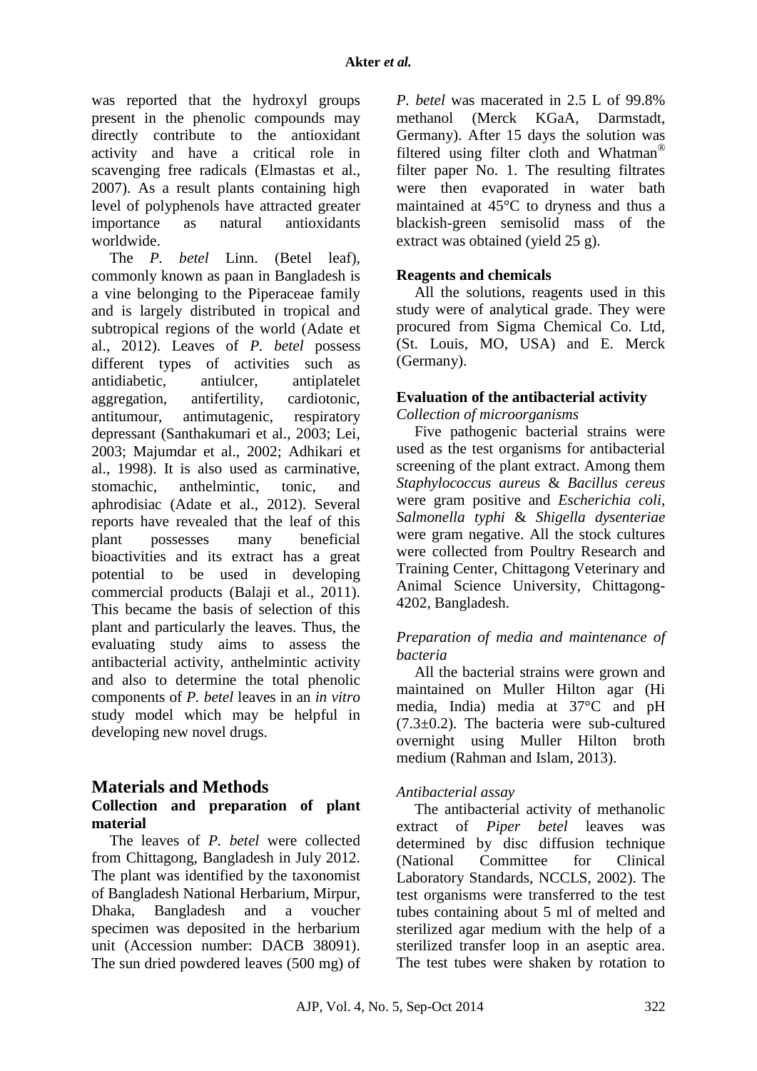was reported that the hydroxyl groups present in the phenolic compounds may directly contribute to the antioxidant activity and have a critical role in scavenging free radicals (Elmastas et al., 2007). As a result plants containing high level of polyphenols have attracted greater importance as natural antioxidants worldwide.

The *P. betel* Linn. (Betel leaf), commonly known as paan in Bangladesh is a vine belonging to the Piperaceae family and is largely distributed in tropical and subtropical regions of the world (Adate et al., 2012). Leaves of *P. betel* possess different types of activities such as antidiabetic, antiulcer, antiplatelet aggregation, antifertility, cardiotonic, antitumour, antimutagenic, respiratory depressant (Santhakumari et al., 2003; Lei, 2003; Majumdar et al., 2002; Adhikari et al., 1998). It is also used as carminative, stomachic, anthelmintic, tonic, and aphrodisiac (Adate et al., 2012). Several reports have revealed that the leaf of this plant possesses many beneficial bioactivities and its extract has a great potential to be used in developing commercial products (Balaji et al., 2011). This became the basis of selection of this plant and particularly the leaves. Thus, the evaluating study aims to assess the antibacterial activity, anthelmintic activity and also to determine the total phenolic components of *P. betel* leaves in an *in vitro* study model which may be helpful in developing new novel drugs.

## Materials and Methods

### Collection and preparation of plant material

The leaves of *P. betel* were collected from Chittagong, Bangladesh in July 2012. The plant was identified by the taxonomist of Bangladesh National Herbarium, Mirpur, Dhaka, Bangladesh and a voucher specimen was deposited in the herbarium unit (Accession number: DACB 38091). The sun dried powdered leaves (500 mg) of *P. betel* was macerated in 2.5 L of 99.8% methanol (Merck KGaA, Darmstadt, Germany). After 15 days the solution was filtered using filter cloth and Whatman® filter paper No. 1. The resulting filtrates were then evaporated in water bath maintained at 45°C to dryness and thus a blackish-green semisolid mass of the extract was obtained (yield 25 g).

### Reagents and chemicals

All the solutions, reagents used in this study were of analytical grade. They were procured from Sigma Chemical Co. Ltd, (St. Louis, MO, USA) and E. Merck (Germany).

### Evaluation of the antibacterial activity

*Collection of microorganisms*

Five pathogenic bacterial strains were used as the test organisms for antibacterial screening of the plant extract. Among them *Staphylococcus aureus* & *Bacillus cereus* were gram positive and *Escherichia coli*, *Salmonella typhi* & *Shigella dysenteriae* were gram negative. All the stock cultures were collected from Poultry Research and Training Center, Chittagong Veterinary and Animal Science University, Chittagong-4202, Bangladesh.

*Preparation of media and maintenance of bacteria*

All the bacterial strains were grown and maintained on Muller Hilton agar (Hi media, India) media at 37°C and pH (7.3±0.2). The bacteria were sub-cultured overnight using Muller Hilton broth medium (Rahman and Islam, 2013).

*Antibacterial assay*

The antibacterial activity of methanolic extract of *Piper betel* leaves was determined by disc diffusion technique (National Committee for Clinical Laboratory Standards, NCCLS, 2002). The test organisms were transferred to the test tubes containing about 5 ml of melted and sterilized agar medium with the help of a sterilized transfer loop in an aseptic area. The test tubes were shaken by rotation to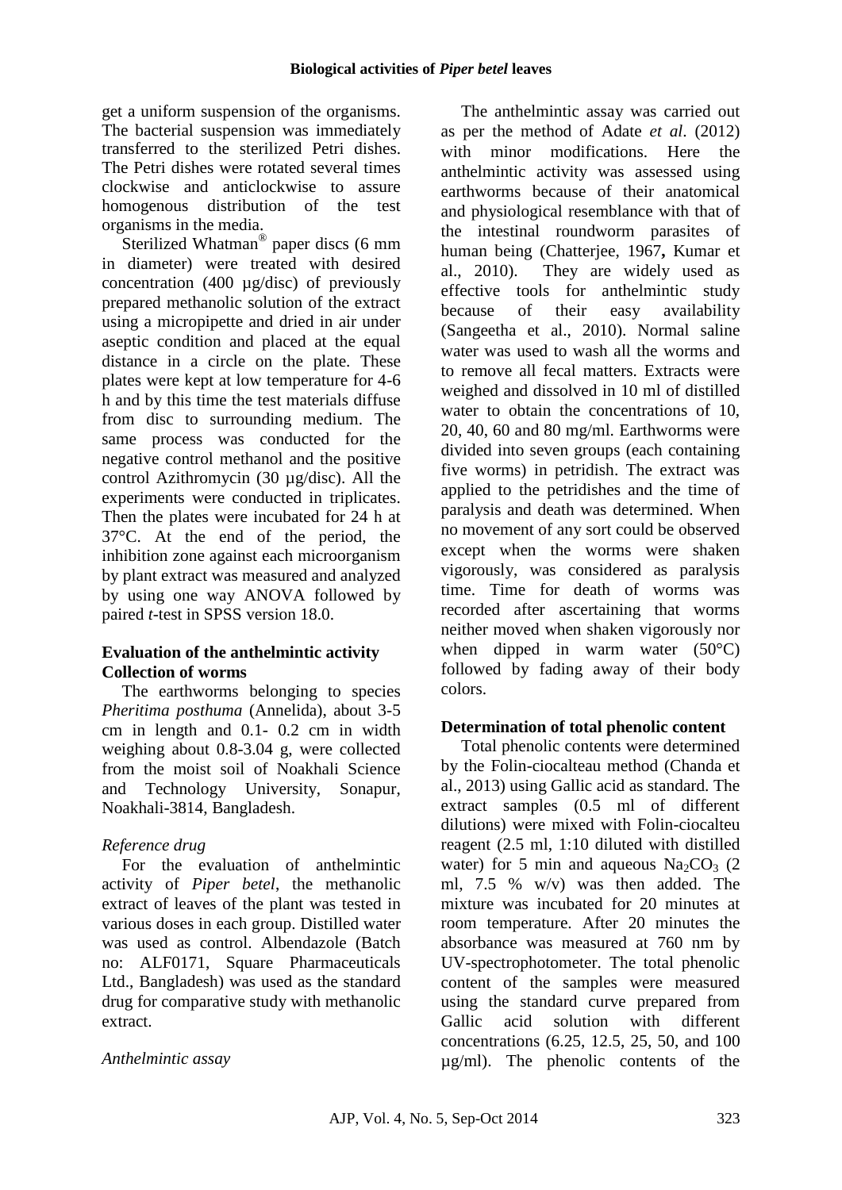get a uniform suspension of the organisms. The bacterial suspension was immediately transferred to the sterilized Petri dishes. The Petri dishes were rotated several times clockwise and anticlockwise to assure homogenous distribution of the test organisms in the media.

Sterilized Whatman® paper discs (6 mm in diameter) were treated with desired concentration (400 µg/disc) of previously prepared methanolic solution of the extract using a micropipette and dried in air under aseptic condition and placed at the equal distance in a circle on the plate. These plates were kept at low temperature for 4-6 h and by this time the test materials diffuse from disc to surrounding medium. The same process was conducted for the negative control methanol and the positive control Azithromycin (30 µg/disc). All the experiments were conducted in triplicates. Then the plates were incubated for 24 h at 37°C. At the end of the period, the inhibition zone against each microorganism by plant extract was measured and analyzed by using one way ANOVA followed by paired *t*-test in SPSS version 18.0.

**Evaluation of the anthelmintic activity**

**Collection of worms**

The earthworms belonging to species *Pheritima posthuma* (Annelida), about 3-5 cm in length and 0.1- 0.2 cm in width weighing about 0.8-3.04 g, were collected from the moist soil of Noakhali Science and Technology University, Sonapur, Noakhali-3814, Bangladesh.

*Reference drug*

For the evaluation of anthelmintic activity of *Piper betel*, the methanolic extract of leaves of the plant was tested in various doses in each group. Distilled water was used as control. Albendazole (Batch no: ALF0171, Square Pharmaceuticals Ltd., Bangladesh) was used as the standard drug for comparative study with methanolic extract.

*Anthelmintic assay*

The anthelmintic assay was carried out as per the method of Adate *et al*. (2012) with minor modifications. Here the anthelmintic activity was assessed using earthworms because of their anatomical and physiological resemblance with that of the intestinal roundworm parasites of human being (Chatterjee, 1967**,** Kumar et al., 2010). They are widely used as effective tools for anthelmintic study because of their easy availability (Sangeetha et al., 2010). Normal saline water was used to wash all the worms and to remove all fecal matters. Extracts were weighed and dissolved in 10 ml of distilled water to obtain the concentrations of 10, 20, 40, 60 and 80 mg/ml. Earthworms were divided into seven groups (each containing five worms) in petridish. The extract was applied to the petridishes and the time of paralysis and death was determined. When no movement of any sort could be observed except when the worms were shaken vigorously, was considered as paralysis time. Time for death of worms was recorded after ascertaining that worms neither moved when shaken vigorously nor when dipped in warm water (50°C) followed by fading away of their body colors.

**Determination of total phenolic content**

Total phenolic contents were determined by the Folin-ciocalteau method (Chanda et al., 2013) using Gallic acid as standard. The extract samples (0.5 ml of different dilutions) were mixed with Folin-ciocalteu reagent (2.5 ml, 1:10 diluted with distilled water) for 5 min and aqueous $Na_2CO_3$ (2 ml, 7.5 % w/v) was then added. The mixture was incubated for 20 minutes at room temperature. After 20 minutes the absorbance was measured at 760 nm by UV-spectrophotometer. The total phenolic content of the samples were measured using the standard curve prepared from Gallic acid solution with different concentrations (6.25, 12.5, 25, 50, and 100 µg/ml). The phenolic contents of the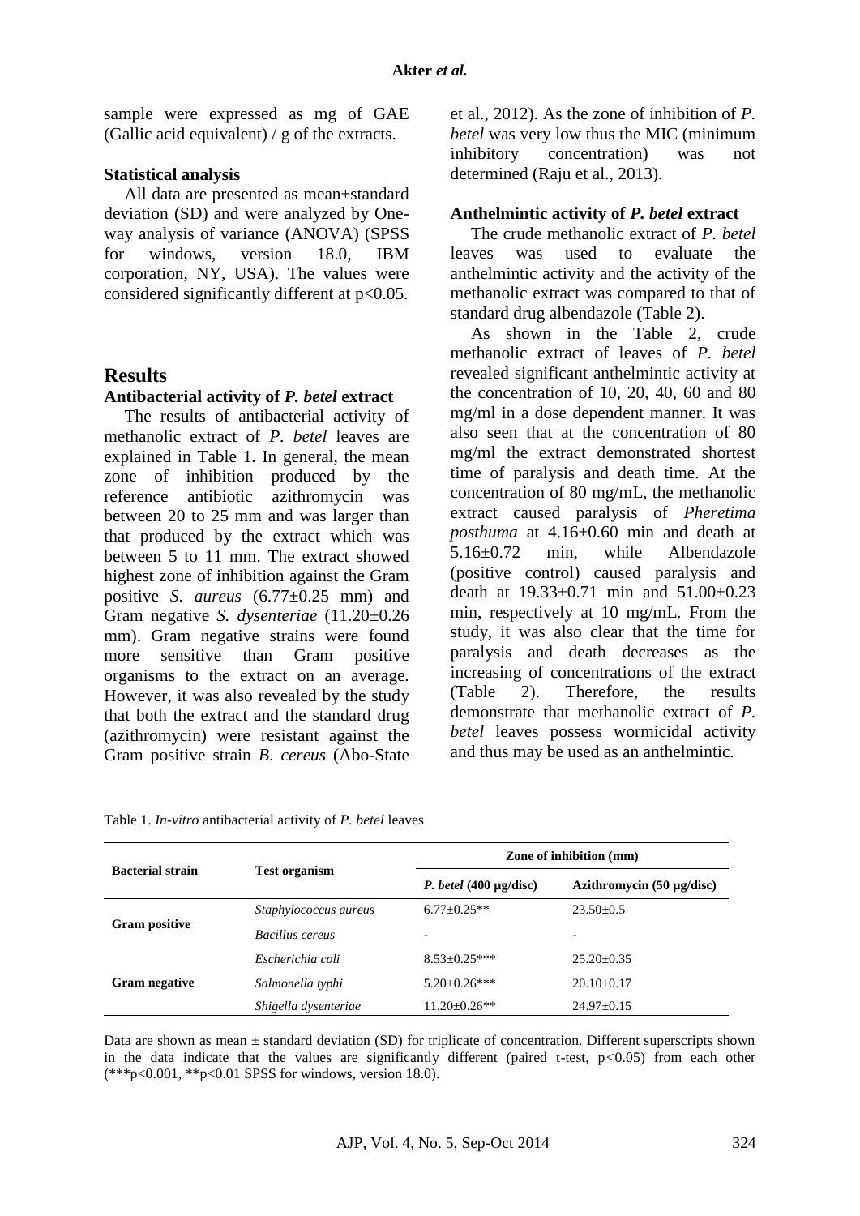sample were expressed as mg of GAE (Gallic acid equivalent) / g of the extracts.

**Statistical analysis**

All data are presented as mean±standard deviation (SD) and were analyzed by One-way analysis of variance (ANOVA) (SPSS for windows, version 18.0, IBM corporation, NY, USA). The values were considered significantly different at $p<0.05$.

## Results

### Antibacterial activity of *P. betel* extract

The results of antibacterial activity of methanolic extract of *P. betel* leaves are explained in Table 1. In general, the mean zone of inhibition produced by the reference antibiotic azithromycin was between 20 to 25 mm and was larger than that produced by the extract which was between 5 to 11 mm. The extract showed highest zone of inhibition against the Gram positive *S. aureus* (6.77±0.25 mm) and Gram negative *S. dysenteriae* (11.20±0.26 mm). Gram negative strains were found more sensitive than Gram positive organisms to the extract on an average. However, it was also revealed by the study that both the extract and the standard drug (azithromycin) were resistant against the Gram positive strain *B. cereus* (Abo-State et al., 2012). As the zone of inhibition of *P. betel* was very low thus the MIC (minimum inhibitory concentration) was not determined (Raju et al., 2013).

### Anthelmintic activity of *P. betel* extract

The crude methanolic extract of *P. betel* leaves was used to evaluate the anthelmintic activity and the activity of the methanolic extract was compared to that of standard drug albendazole (Table 2).

As shown in the Table 2, crude methanolic extract of leaves of *P. betel* revealed significant anthelmintic activity at the concentration of 10, 20, 40, 60 and 80 mg/ml in a dose dependent manner. It was also seen that at the concentration of 80 mg/ml the extract demonstrated shortest time of paralysis and death time. At the concentration of 80 mg/mL, the methanolic extract caused paralysis of *Pheretima posthuma* at 4.16±0.60 min and death at 5.16±0.72 min, while Albendazole (positive control) caused paralysis and death at 19.33±0.71 min and 51.00±0.23 min, respectively at 10 mg/mL. From the study, it was also clear that the time for paralysis and death decreases as the increasing of concentrations of the extract (Table 2). Therefore, the results demonstrate that methanolic extract of *P. betel* leaves possess wormicidal activity and thus may be used as an anthelmintic.

Table 1. *In-vitro* antibacterial activity of *P. betel* leaves

| Bacterial strain | Test organism | Zone of inhibition (mm) | |
|---|---|---|---|
| | | ***P. betel* (400 μg/disc)** | **Azithromycin (50 μg/disc)** |
| **Gram positive** | *Staphylococcus aureus* | 6.77±0.25** | 23.50±0.5 |
| | *Bacillus cereus* | - | - |
| **Gram negative** | *Escherichia coli* | 8.53±0.25*** | 25.20±0.35 |
| | *Salmonella typhi* | 5.20±0.26*** | 20.10±0.17 |
| | *Shigella dysenteriae* | 11.20±0.26** | 24.97±0.15 |

Data are shown as mean ± standard deviation (SD) for triplicate of concentration. Different superscripts shown in the data indicate that the values are significantly different (paired t-test, $p<0.05$) from each other (***$p<0.001$, **$p<0.01$ SPSS for windows, version 18.0).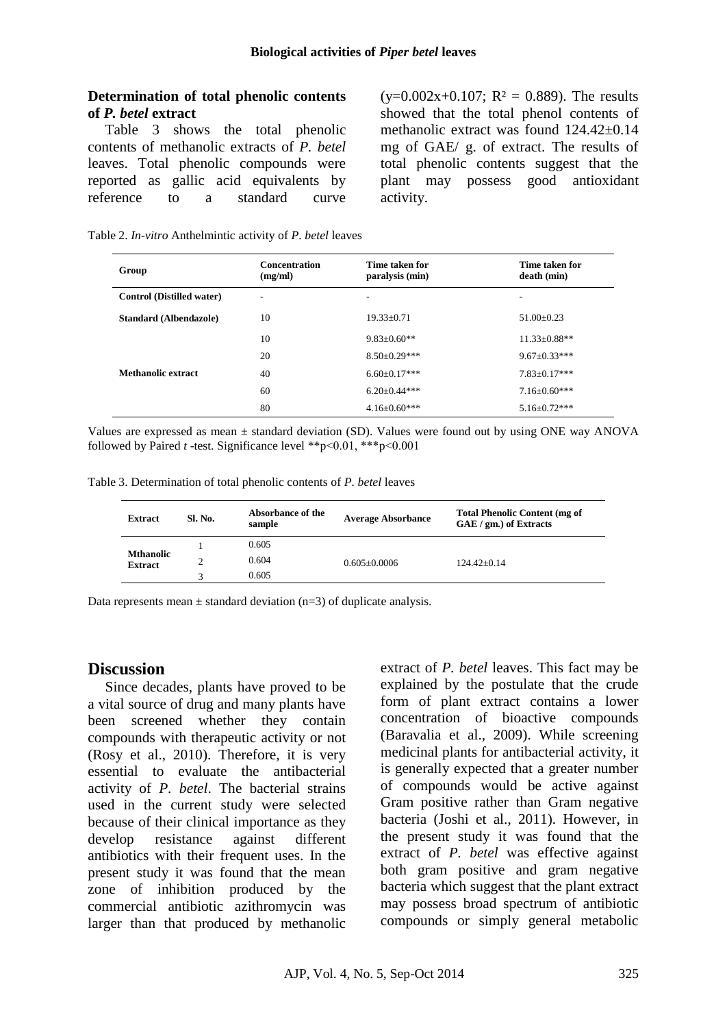**Determination of total phenolic contents of *P. betel* extract**

Table 3 shows the total phenolic contents of methanolic extracts of *P. betel* leaves. Total phenolic compounds were reported as gallic acid equivalents by reference to a standard curve ($y=0.002x+0.107$; $R^2 = 0.889$). The results showed that the total phenol contents of methanolic extract was found 124.42±0.14 mg of GAE/ g. of extract. The results of total phenolic contents suggest that the plant may possess good antioxidant activity.

Table 2. *In-vitro* Anthelmintic activity of *P. betel* leaves

| Group | Concentration (mg/ml) | Time taken for paralysis (min) | Time taken for death (min) |
|---|---|---|---|
| Control (Distilled water) | - | - | - |
| Standard (Albendazole) | 10 | 19.33±0.71 | 51.00±0.23 |
| Methanolic extract | 10 | 9.83±0.60** | 11.33±0.88** |
| | 20 | 8.50±0.29*** | 9.67±0.33*** |
| | 40 | 6.60±0.17*** | 7.83±0.17*** |
| | 60 | 6.20±0.44*** | 7.16±0.60*** |
| | 80 | 4.16±0.60*** | 5.16±0.72*** |

Values are expressed as mean ± standard deviation (SD). Values were found out by using ONE way ANOVA followed by Paired *t* -test. Significance level **$p<0.01$, ***$p<0.001$

Table 3. Determination of total phenolic contents of *P. betel* leaves

| Extract | Sl. No. | Absorbance of the sample | Average Absorbance | Total Phenolic Content (mg of GAE / gm.) of Extracts |
|---|---|---|---|---|
| Mthanolic Extract | 1 | 0.605 | 0.605±0.0006 | 124.42±0.14 |
| | 2 | 0.604 | | |
| | 3 | 0.605 | | |

Data represents mean ± standard deviation (n=3) of duplicate analysis.

## Discussion

Since decades, plants have proved to be a vital source of drug and many plants have been screened whether they contain compounds with therapeutic activity or not (Rosy et al., 2010). Therefore, it is very essential to evaluate the antibacterial activity of *P. betel*. The bacterial strains used in the current study were selected because of their clinical importance as they develop resistance against different antibiotics with their frequent uses. In the present study it was found that the mean zone of inhibition produced by the commercial antibiotic azithromycin was larger than that produced by methanolic extract of *P. betel* leaves. This fact may be explained by the postulate that the crude form of plant extract contains a lower concentration of bioactive compounds (Baravalia et al., 2009). While screening medicinal plants for antibacterial activity, it is generally expected that a greater number of compounds would be active against Gram positive rather than Gram negative bacteria (Joshi et al., 2011). However, in the present study it was found that the extract of *P. betel* was effective against both gram positive and gram negative bacteria which suggest that the plant extract may possess broad spectrum of antibiotic compounds or simply general metabolic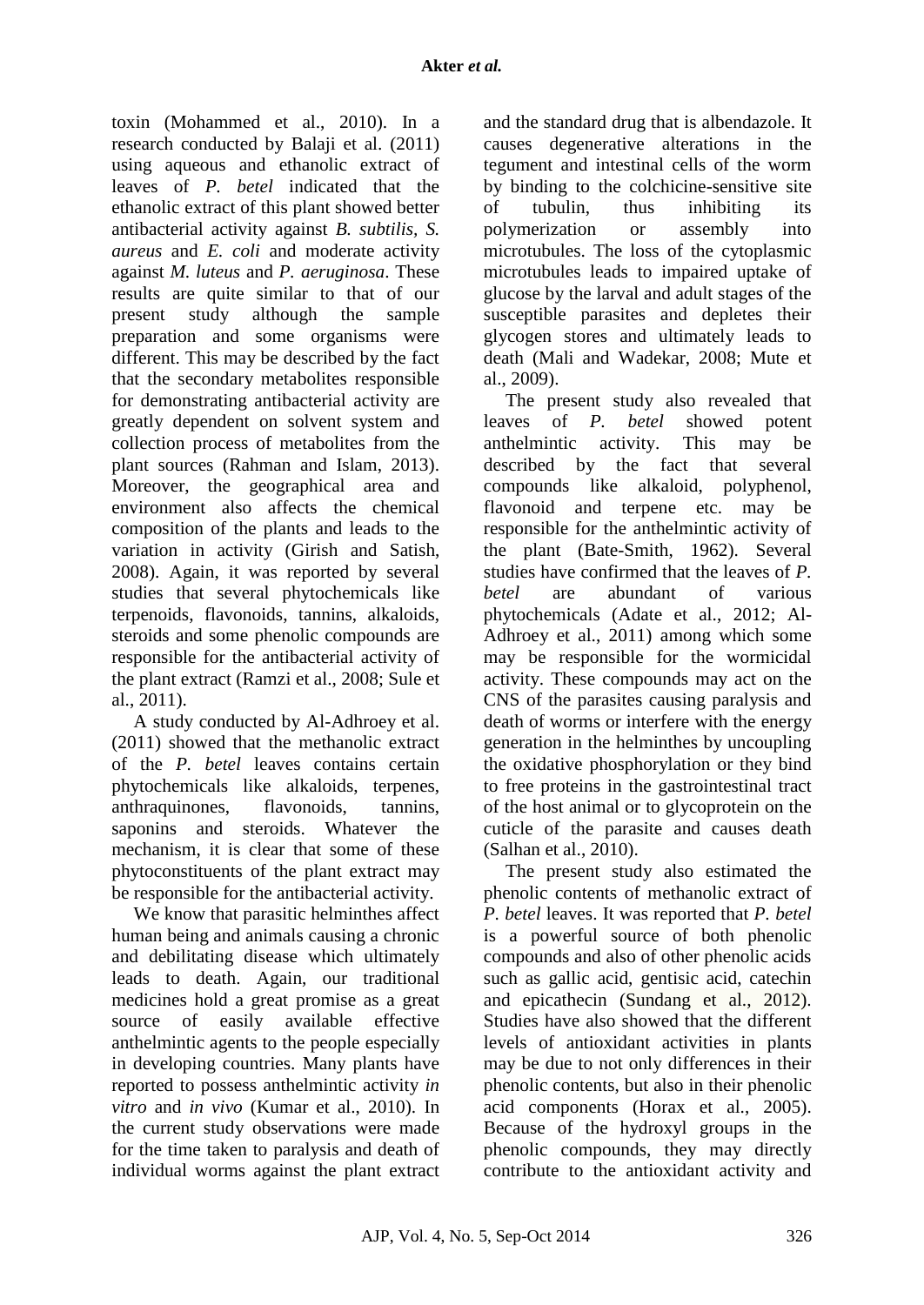toxin (Mohammed et al., 2010). In a research conducted by Balaji et al. (2011) using aqueous and ethanolic extract of leaves of *P. betel* indicated that the ethanolic extract of this plant showed better antibacterial activity against *B. subtilis*, *S. aureus* and *E. coli* and moderate activity against *M. luteus* and *P. aeruginosa*. These results are quite similar to that of our present study although the sample preparation and some organisms were different. This may be described by the fact that the secondary metabolites responsible for demonstrating antibacterial activity are greatly dependent on solvent system and collection process of metabolites from the plant sources (Rahman and Islam, 2013). Moreover, the geographical area and environment also affects the chemical composition of the plants and leads to the variation in activity (Girish and Satish, 2008). Again, it was reported by several studies that several phytochemicals like terpenoids, flavonoids, tannins, alkaloids, steroids and some phenolic compounds are responsible for the antibacterial activity of the plant extract (Ramzi et al., 2008; Sule et al., 2011).

A study conducted by Al-Adhroey et al. (2011) showed that the methanolic extract of the *P. betel* leaves contains certain phytochemicals like alkaloids, terpenes, anthraquinones, flavonoids, tannins, saponins and steroids. Whatever the mechanism, it is clear that some of these phytoconstituents of the plant extract may be responsible for the antibacterial activity.

We know that parasitic helminthes affect human being and animals causing a chronic and debilitating disease which ultimately leads to death. Again, our traditional medicines hold a great promise as a great source of easily available effective anthelmintic agents to the people especially in developing countries. Many plants have reported to possess anthelmintic activity *in vitro* and *in vivo* (Kumar et al., 2010). In the current study observations were made for the time taken to paralysis and death of individual worms against the plant extract and the standard drug that is albendazole. It causes degenerative alterations in the tegument and intestinal cells of the worm by binding to the colchicine-sensitive site of tubulin, thus inhibiting its polymerization or assembly into microtubules. The loss of the cytoplasmic microtubules leads to impaired uptake of glucose by the larval and adult stages of the susceptible parasites and depletes their glycogen stores and ultimately leads to death (Mali and Wadekar, 2008; Mute et al., 2009).

The present study also revealed that leaves of *P. betel* showed potent anthelmintic activity. This may be described by the fact that several compounds like alkaloid, polyphenol, flavonoid and terpene etc. may be responsible for the anthelmintic activity of the plant (Bate-Smith, 1962). Several studies have confirmed that the leaves of *P. betel* are abundant of various phytochemicals (Adate et al., 2012; Al-Adhroey et al., 2011) among which some may be responsible for the wormicidal activity. These compounds may act on the CNS of the parasites causing paralysis and death of worms or interfere with the energy generation in the helminthes by uncoupling the oxidative phosphorylation or they bind to free proteins in the gastrointestinal tract of the host animal or to glycoprotein on the cuticle of the parasite and causes death (Salhan et al., 2010).

The present study also estimated the phenolic contents of methanolic extract of *P. betel* leaves. It was reported that *P. betel* is a powerful source of both phenolic compounds and also of other phenolic acids such as gallic acid, gentisic acid, catechin and epicathecin (Sundang et al., 2012). Studies have also showed that the different levels of antioxidant activities in plants may be due to not only differences in their phenolic contents, but also in their phenolic acid components (Horax et al., 2005). Because of the hydroxyl groups in the phenolic compounds, they may directly contribute to the antioxidant activity and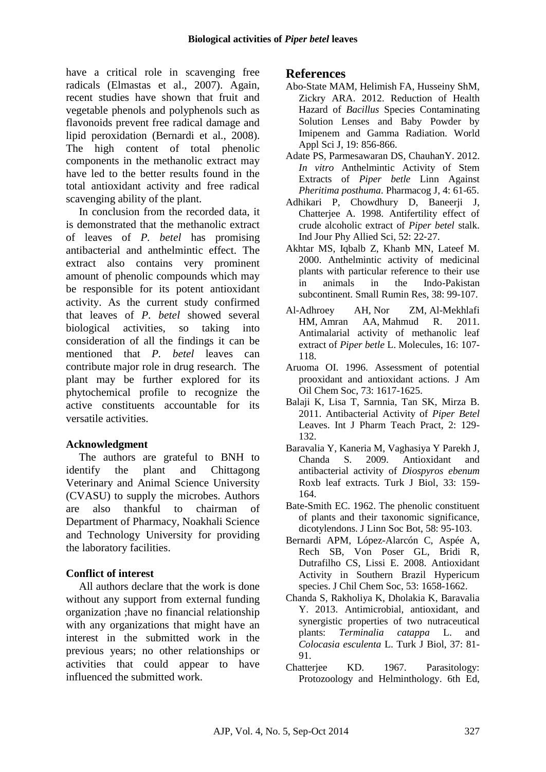have a critical role in scavenging free radicals (Elmastas et al., 2007). Again, recent studies have shown that fruit and vegetable phenols and polyphenols such as flavonoids prevent free radical damage and lipid peroxidation (Bernardi et al., 2008). The high content of total phenolic components in the methanolic extract may have led to the better results found in the total antioxidant activity and free radical scavenging ability of the plant.

In conclusion from the recorded data, it is demonstrated that the methanolic extract of leaves of *P. betel* has promising antibacterial and anthelmintic effect. The extract also contains very prominent amount of phenolic compounds which may be responsible for its potent antioxidant activity. As the current study confirmed that leaves of *P. betel* showed several biological activities, so taking into consideration of all the findings it can be mentioned that *P. betel* leaves can contribute major role in drug research. The plant may be further explored for its phytochemical profile to recognize the active constituents accountable for its versatile activities.

### Acknowledgment

The authors are grateful to BNH to identify the plant and Chittagong Veterinary and Animal Science University (CVASU) to supply the microbes. Authors are also thankful to chairman of Department of Pharmacy, Noakhali Science and Technology University for providing the laboratory facilities.

### Conflict of interest

All authors declare that the work is done without any support from external funding organization ;have no financial relationship with any organizations that might have an interest in the submitted work in the previous years; no other relationships or activities that could appear to have influenced the submitted work.

## References

Abo-State MAM, Helimish FA, Husseiny ShM, Zickry ARA. 2012. Reduction of Health Hazard of *Bacillus* Species Contaminating Solution Lenses and Baby Powder by Imipenem and Gamma Radiation. World Appl Sci J, 19: 856-866.

Adate PS, Parmesawaran DS, ChauhanY. 2012. *In vitro* Anthelmintic Activity of Stem Extracts of *Piper betle* Linn Against *Pheritima posthuma*. Pharmacog J, 4: 61-65.

Adhikari P, Chowdhury D, Baneerji J, Chatterjee A. 1998. Antifertility effect of crude alcoholic extract of *Piper betel* stalk. Ind Jour Phy Allied Sci, 52: 22-27.

Akhtar MS, Iqbalb Z, Khanb MN, Lateef M. 2000. Anthelmintic activity of medicinal plants with particular reference to their use in animals in the Indo-Pakistan subcontinent. Small Rumin Res, 38: 99-107.

Al-Adhroey AH, Nor ZM, Al-Mekhlafi HM, Amran AA, Mahmud R. 2011. Antimalarial activity of methanolic leaf extract of *Piper betle* L. Molecules, 16: 107-118.

Aruoma OI. 1996. Assessment of potential prooxidant and antioxidant actions. J Am Oil Chem Soc, 73: 1617-1625.

Balaji K, Lisa T, Sarnnia, Tan SK, Mirza B. 2011. Antibacterial Activity of *Piper Betel* Leaves. Int J Pharm Teach Pract, 2: 129-132.

Baravalia Y, Kaneria M, Vaghasiya Y Parekh J, Chanda S. 2009. Antioxidant and antibacterial activity of *Diospyros ebenum* Roxb leaf extracts. Turk J Biol, 33: 159-164.

Bate-Smith EC. 1962. The phenolic constituent of plants and their taxonomic significance, dicotylendons. J Linn Soc Bot, 58: 95-103.

Bernardi APM, López-Alarcón C, Aspée A, Rech SB, Von Poser GL, Bridi R, Dutrafilho CS, Lissi E. 2008. Antioxidant Activity in Southern Brazil Hypericum species. J Chil Chem Soc, 53: 1658-1662.

Chanda S, Rakholiya K, Dholakia K, Baravalia Y. 2013. Antimicrobial, antioxidant, and synergistic properties of two nutraceutical plants: *Terminalia catappa* L. and *Colocasia esculenta* L. Turk J Biol, 37: 81-91.

Chatterjee KD. 1967. Parasitology: Protozoology and Helminthology. 6th Ed,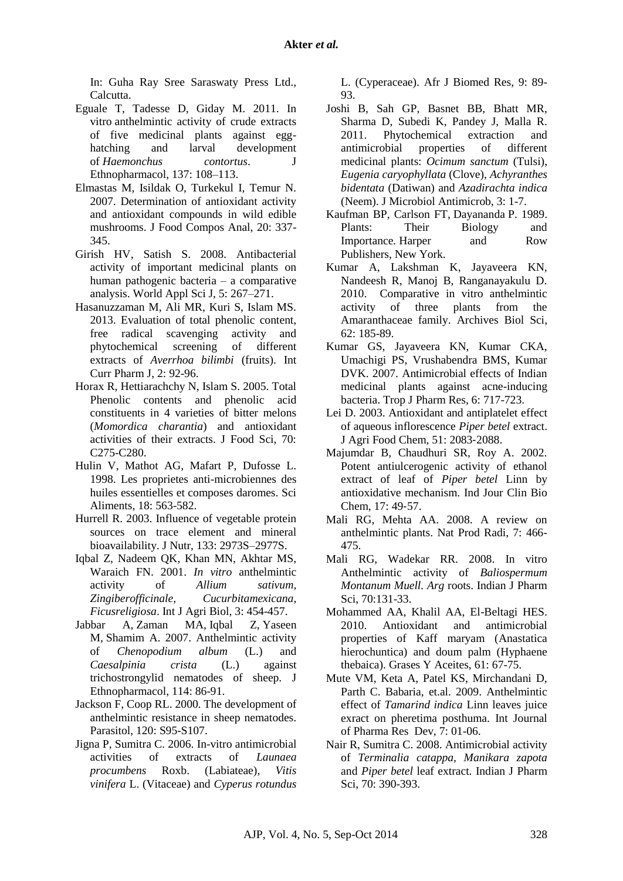In: Guha Ray Sree Saraswaty Press Ltd., Calcutta.

Eguale T, Tadesse D, Giday M. 2011. In vitro anthelmintic activity of crude extracts of five medicinal plants against egg-hatching and larval development of *Haemonchus contortus*. J Ethnopharmacol, 137: 108–113.

Elmastas M, Isildak O, Turkekul I, Temur N. 2007. Determination of antioxidant activity and antioxidant compounds in wild edible mushrooms. J Food Compos Anal, 20: 337-345.

Girish HV, Satish S. 2008. Antibacterial activity of important medicinal plants on human pathogenic bacteria – a comparative analysis. World Appl Sci J, 5: 267–271.

Hasanuzzaman M, Ali MR, Kuri S, Islam MS. 2013. Evaluation of total phenolic content, free radical scavenging activity and phytochemical screening of different extracts of *Averrhoa bilimbi* (fruits). Int Curr Pharm J, 2: 92-96.

Horax R, Hettiarachchy N, Islam S. 2005. Total Phenolic contents and phenolic acid constituents in 4 varieties of bitter melons (*Momordica charantia*) and antioxidant activities of their extracts. J Food Sci, 70: C275-C280.

Hulin V, Mathot AG, Mafart P, Dufosse L. 1998. Les proprietes anti-microbiennes des huiles essentielles et composes daromes. Sci Aliments, 18: 563-582.

Hurrell R. 2003. Influence of vegetable protein sources on trace element and mineral bioavailability. J Nutr, 133: 2973S–2977S.

Iqbal Z, Nadeem QK, Khan MN, Akhtar MS, Waraich FN. 2001. *In vitro* anthelmintic activity of *Allium sativum, Zingiberofficinale, Cucurbitamexicana, Ficusreligiosa*. Int J Agri Biol, 3: 454-457.

Jabbar A, Zaman MA, Iqbal Z, Yaseen M, Shamim A. 2007. Anthelmintic activity of *Chenopodium album* (L.) and *Caesalpinia crista* (L.) against trichostrongylid nematodes of sheep. J Ethnopharmacol, 114: 86-91.

Jackson F, Coop RL. 2000. The development of anthelmintic resistance in sheep nematodes. Parasitol, 120: S95-S107.

Jigna P, Sumitra C. 2006. In-vitro antimicrobial activities of extracts of *Launaea procumbens* Roxb. (Labiateae), *Vitis vinifera* L. (Vitaceae) and *Cyperus rotundus* L. (Cyperaceae). Afr J Biomed Res, 9: 89-93.

Joshi B, Sah GP, Basnet BB, Bhatt MR, Sharma D, Subedi K, Pandey J, Malla R. 2011. Phytochemical extraction and antimicrobial properties of different medicinal plants: *Ocimum sanctum* (Tulsi), *Eugenia caryophyllata* (Clove), *Achyranthes bidentata* (Datiwan) and *Azadirachta indica* (Neem). J Microbiol Antimicrob, 3: 1-7.

Kaufman BP, Carlson FT, Dayananda P. 1989. Plants: Their Biology and Importance. Harper and Row Publishers, New York.

Kumar A, Lakshman K, Jayaveera KN, Nandeesh R, Manoj B, Ranganayakulu D. 2010. Comparative in vitro anthelmintic activity of three plants from the Amaranthaceae family. Archives Biol Sci, 62: 185-89.

Kumar GS, Jayaveera KN, Kumar CKA, Umachigi PS, Vrushabendra BMS, Kumar DVK. 2007. Antimicrobial effects of Indian medicinal plants against acne-inducing bacteria. Trop J Pharm Res, 6: 717-723.

Lei D. 2003. Antioxidant and antiplatelet effect of aqueous inflorescence *Piper betel* extract. J Agri Food Chem, 51: 2083-2088.

Majumdar B, Chaudhuri SR, Roy A. 2002. Potent antiulcerogenic activity of ethanol extract of leaf of *Piper betel* Linn by antioxidative mechanism. Ind Jour Clin Bio Chem, 17: 49-57.

Mali RG, Mehta AA. 2008. A review on anthelmintic plants. Nat Prod Radi, 7: 466-475.

Mali RG, Wadekar RR. 2008. In vitro Anthelmintic activity of *Baliospermum Montanum Muell. Arg* roots. Indian J Pharm Sci, 70:131-33.

Mohammed AA, Khalil AA, El-Beltagi HES. 2010. Antioxidant and antimicrobial properties of Kaff maryam (Anastatica hierochuntica) and doum palm (Hyphaene thebaica). Grases Y Aceites, 61: 67-75.

Mute VM, Keta A, Patel KS, Mirchandani D, Parth C. Babaria, et.al. 2009. Anthelmintic effect of *Tamarind indica* Linn leaves juice exract on pheretima posthuma. Int Journal of Pharma Res Dev, 7: 01-06.

Nair R, Sumitra C. 2008. Antimicrobial activity of *Terminalia catappa, Manikara zapota* and *Piper betel* leaf extract. Indian J Pharm Sci, 70: 390-393.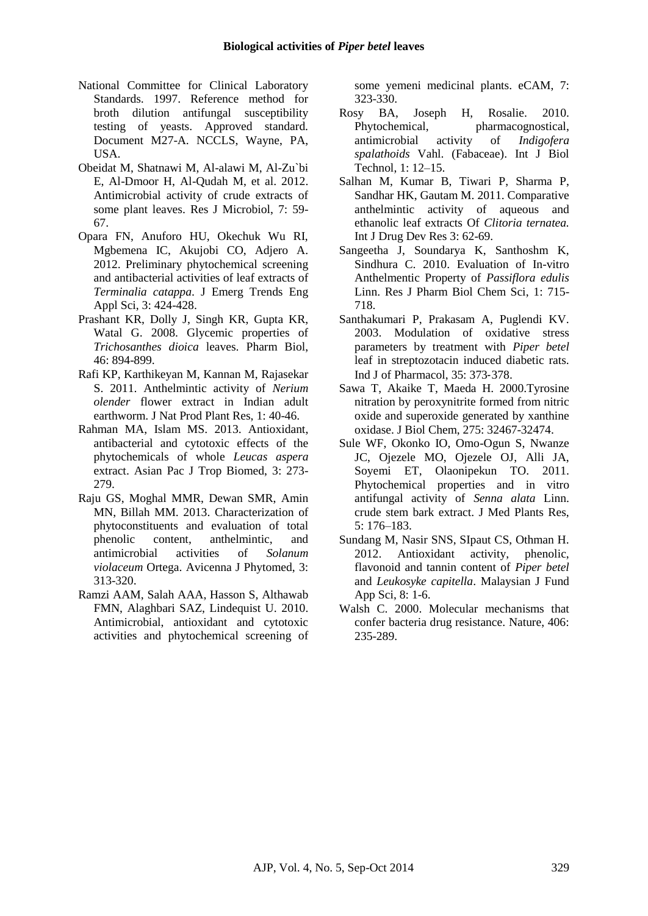National Committee for Clinical Laboratory Standards. 1997. Reference method for broth dilution antifungal susceptibility testing of yeasts. Approved standard. Document M27-A. NCCLS, Wayne, PA, USA.

Obeidat M, Shatnawi M, Al-alawi M, Al-Zu`bi E, Al-Dmoor H, Al-Qudah M, et al. 2012. Antimicrobial activity of crude extracts of some plant leaves. Res J Microbiol, 7: 59-67.

Opara FN, Anuforo HU, Okechuk Wu RI, Mgbemena IC, Akujobi CO, Adjero A. 2012. Preliminary phytochemical screening and antibacterial activities of leaf extracts of *Terminalia catappa*. J Emerg Trends Eng Appl Sci, 3: 424-428.

Prashant KR, Dolly J, Singh KR, Gupta KR, Watal G. 2008. Glycemic properties of *Trichosanthes dioica* leaves. Pharm Biol, 46: 894-899.

Rafi KP, Karthikeyan M, Kannan M, Rajasekar S. 2011. Anthelmintic activity of *Nerium olender* flower extract in Indian adult earthworm. J Nat Prod Plant Res, 1: 40-46.

Rahman MA, Islam MS. 2013. Antioxidant, antibacterial and cytotoxic effects of the phytochemicals of whole *Leucas aspera* extract. Asian Pac J Trop Biomed, 3: 273-279.

Raju GS, Moghal MMR, Dewan SMR, Amin MN, Billah MM. 2013. Characterization of phytoconstituents and evaluation of total phenolic content, anthelmintic, and antimicrobial activities of *Solanum violaceum* Ortega. Avicenna J Phytomed, 3: 313-320.

Ramzi AAM, Salah AAA, Hasson S, Althawab FMN, Alaghbari SAZ, Lindequist U. 2010. Antimicrobial, antioxidant and cytotoxic activities and phytochemical screening of some yemeni medicinal plants. eCAM, 7: 323-330.

Rosy BA, Joseph H, Rosalie. 2010. Phytochemical, pharmacognostical, antimicrobial activity of *Indigofera spalathoids* Vahl. (Fabaceae). Int J Biol Technol, 1: 12–15.

Salhan M, Kumar B, Tiwari P, Sharma P, Sandhar HK, Gautam M. 2011. Comparative anthelmintic activity of aqueous and ethanolic leaf extracts Of *Clitoria ternatea.* Int J Drug Dev Res 3: 62-69.

Sangeetha J, Soundarya K, Santhoshm K, Sindhura C. 2010. Evaluation of In-vitro Anthelmentic Property of *Passiflora edulis* Linn. Res J Pharm Biol Chem Sci, 1: 715-718.

Santhakumari P, Prakasam A, Puglendi KV. 2003. Modulation of oxidative stress parameters by treatment with *Piper betel* leaf in streptozotacin induced diabetic rats. Ind J of Pharmacol, 35: 373-378.

Sawa T, Akaike T, Maeda H. 2000.Tyrosine nitration by peroxynitrite formed from nitric oxide and superoxide generated by xanthine oxidase. J Biol Chem, 275: 32467-32474.

Sule WF, Okonko IO, Omo-Ogun S, Nwanze JC, Ojezele MO, Ojezele OJ, Alli JA, Soyemi ET, Olaonipekun TO. 2011. Phytochemical properties and in vitro antifungal activity of *Senna alata* Linn. crude stem bark extract. J Med Plants Res, 5: 176–183.

Sundang M, Nasir SNS, SIpaut CS, Othman H. 2012. Antioxidant activity, phenolic, flavonoid and tannin content of *Piper betel* and *Leukosyke capitella*. Malaysian J Fund App Sci, 8: 1-6.

Walsh C. 2000. Molecular mechanisms that confer bacteria drug resistance. Nature, 406: 235-289.